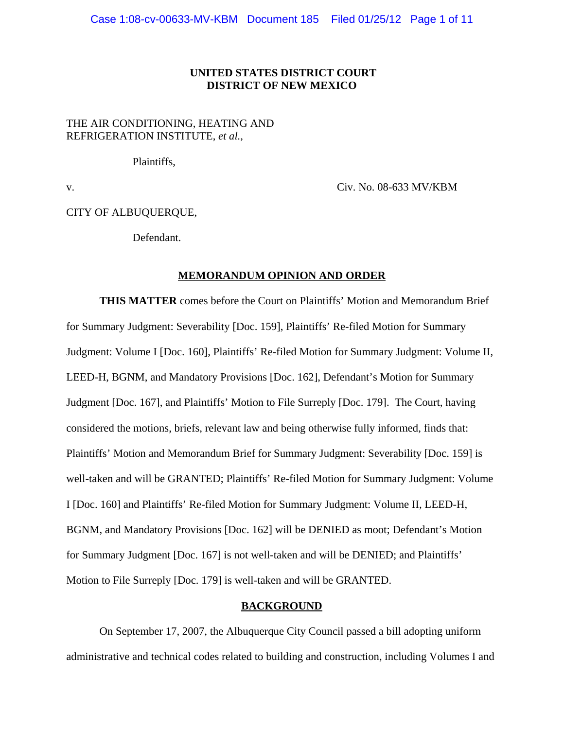**UNITED STATES DISTRICT COURT**
**DISTRICT OF NEW MEXICO**

THE AIR CONDITIONING, HEATING AND REFRIGERATION INSTITUTE, *et al.*,

Plaintiffs,

v. Civ. No. 08-633 MV/KBM

CITY OF ALBUQUERQUE,

Defendant.

## MEMORANDUM OPINION AND ORDER

**THIS MATTER** comes before the Court on Plaintiffs' Motion and Memorandum Brief for Summary Judgment: Severability [Doc. 159], Plaintiffs' Re-filed Motion for Summary Judgment: Volume I [Doc. 160], Plaintiffs' Re-filed Motion for Summary Judgment: Volume II, LEED-H, BGNM, and Mandatory Provisions [Doc. 162], Defendant's Motion for Summary Judgment [Doc. 167], and Plaintiffs' Motion to File Surreply [Doc. 179]. The Court, having considered the motions, briefs, relevant law and being otherwise fully informed, finds that: Plaintiffs' Motion and Memorandum Brief for Summary Judgment: Severability [Doc. 159] is well-taken and will be GRANTED; Plaintiffs' Re-filed Motion for Summary Judgment: Volume I [Doc. 160] and Plaintiffs' Re-filed Motion for Summary Judgment: Volume II, LEED-H, BGNM, and Mandatory Provisions [Doc. 162] will be DENIED as moot; Defendant's Motion for Summary Judgment [Doc. 167] is not well-taken and will be DENIED; and Plaintiffs' Motion to File Surreply [Doc. 179] is well-taken and will be GRANTED.

## BACKGROUND

On September 17, 2007, the Albuquerque City Council passed a bill adopting uniform administrative and technical codes related to building and construction, including Volumes I and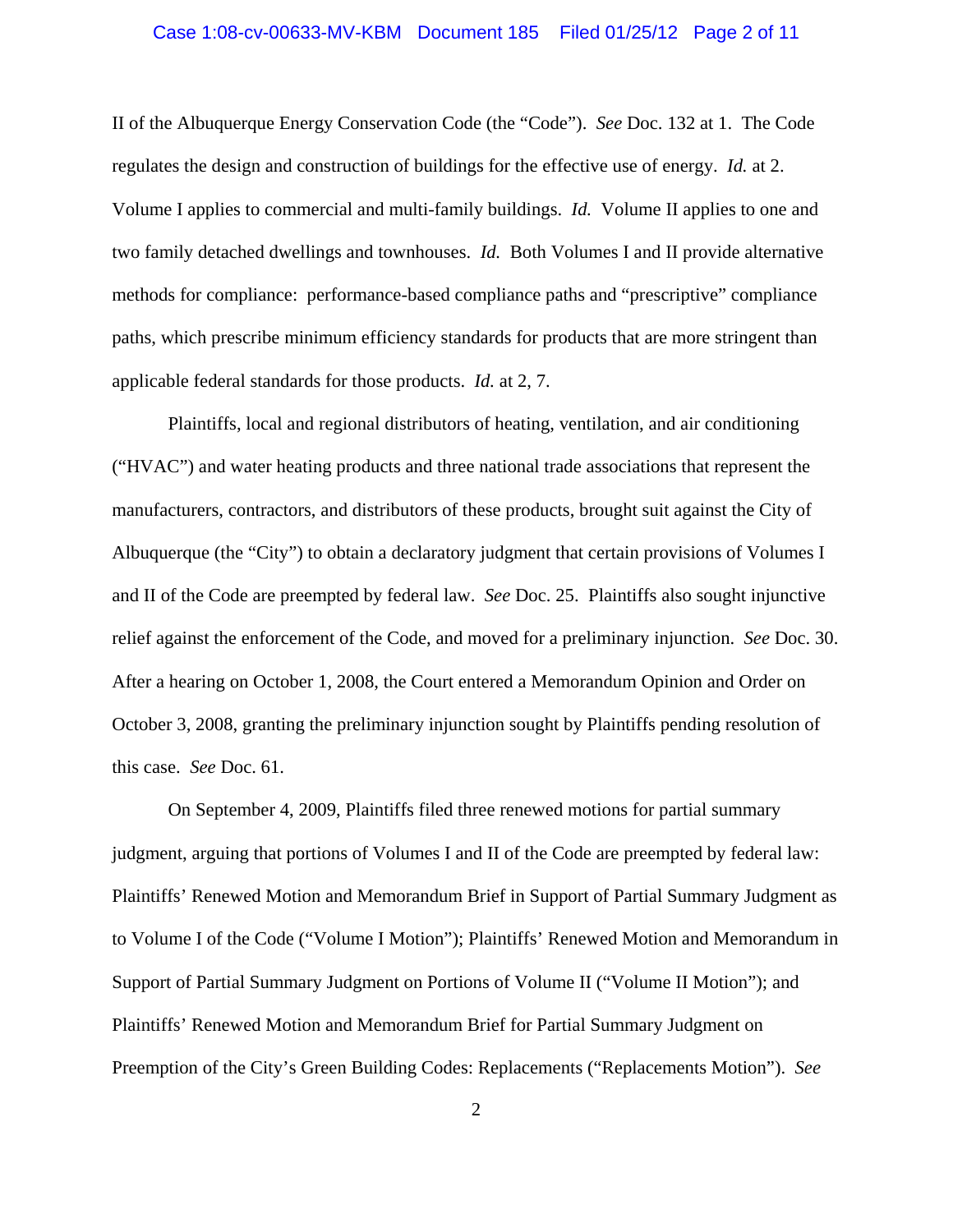II of the Albuquerque Energy Conservation Code (the "Code"). *See* Doc. 132 at 1. The Code regulates the design and construction of buildings for the effective use of energy. *Id.* at 2. Volume I applies to commercial and multi-family buildings. *Id.* Volume II applies to one and two family detached dwellings and townhouses. *Id.* Both Volumes I and II provide alternative methods for compliance: performance-based compliance paths and "prescriptive" compliance paths, which prescribe minimum efficiency standards for products that are more stringent than applicable federal standards for those products. *Id.* at 2, 7.

Plaintiffs, local and regional distributors of heating, ventilation, and air conditioning ("HVAC") and water heating products and three national trade associations that represent the manufacturers, contractors, and distributors of these products, brought suit against the City of Albuquerque (the "City") to obtain a declaratory judgment that certain provisions of Volumes I and II of the Code are preempted by federal law. *See* Doc. 25. Plaintiffs also sought injunctive relief against the enforcement of the Code, and moved for a preliminary injunction. *See* Doc. 30. After a hearing on October 1, 2008, the Court entered a Memorandum Opinion and Order on October 3, 2008, granting the preliminary injunction sought by Plaintiffs pending resolution of this case. *See* Doc. 61.

On September 4, 2009, Plaintiffs filed three renewed motions for partial summary judgment, arguing that portions of Volumes I and II of the Code are preempted by federal law: Plaintiffs' Renewed Motion and Memorandum Brief in Support of Partial Summary Judgment as to Volume I of the Code ("Volume I Motion"); Plaintiffs' Renewed Motion and Memorandum in Support of Partial Summary Judgment on Portions of Volume II ("Volume II Motion"); and Plaintiffs' Renewed Motion and Memorandum Brief for Partial Summary Judgment on Preemption of the City's Green Building Codes: Replacements ("Replacements Motion"). *See*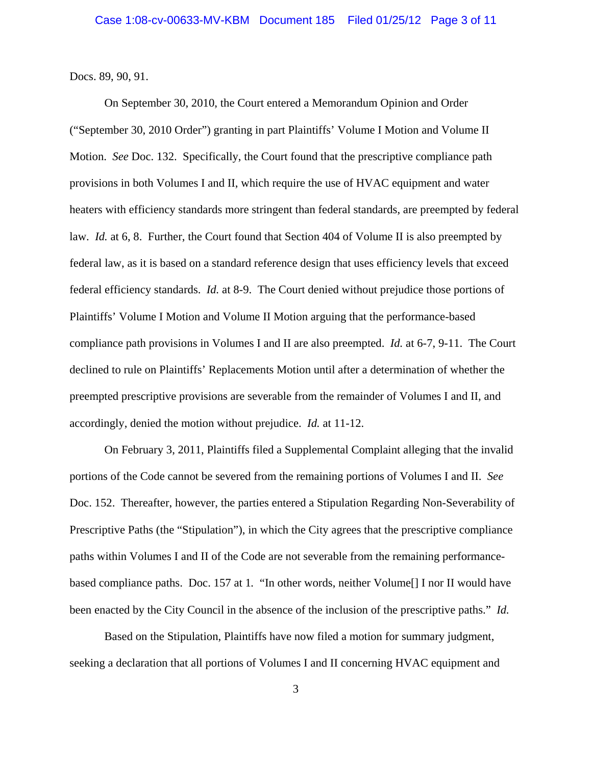Docs. 89, 90, 91.

On September 30, 2010, the Court entered a Memorandum Opinion and Order ("September 30, 2010 Order") granting in part Plaintiffs' Volume I Motion and Volume II Motion. *See* Doc. 132. Specifically, the Court found that the prescriptive compliance path provisions in both Volumes I and II, which require the use of HVAC equipment and water heaters with efficiency standards more stringent than federal standards, are preempted by federal law. *Id.* at 6, 8. Further, the Court found that Section 404 of Volume II is also preempted by federal law, as it is based on a standard reference design that uses efficiency levels that exceed federal efficiency standards. *Id.* at 8-9. The Court denied without prejudice those portions of Plaintiffs' Volume I Motion and Volume II Motion arguing that the performance-based compliance path provisions in Volumes I and II are also preempted. *Id.* at 6-7, 9-11. The Court declined to rule on Plaintiffs' Replacements Motion until after a determination of whether the preempted prescriptive provisions are severable from the remainder of Volumes I and II, and accordingly, denied the motion without prejudice. *Id.* at 11-12.

On February 3, 2011, Plaintiffs filed a Supplemental Complaint alleging that the invalid portions of the Code cannot be severed from the remaining portions of Volumes I and II. *See* Doc. 152. Thereafter, however, the parties entered a Stipulation Regarding Non-Severability of Prescriptive Paths (the "Stipulation"), in which the City agrees that the prescriptive compliance paths within Volumes I and II of the Code are not severable from the remaining performance-based compliance paths. Doc. 157 at 1. "In other words, neither Volume[] I nor II would have been enacted by the City Council in the absence of the inclusion of the prescriptive paths." *Id.*

Based on the Stipulation, Plaintiffs have now filed a motion for summary judgment, seeking a declaration that all portions of Volumes I and II concerning HVAC equipment and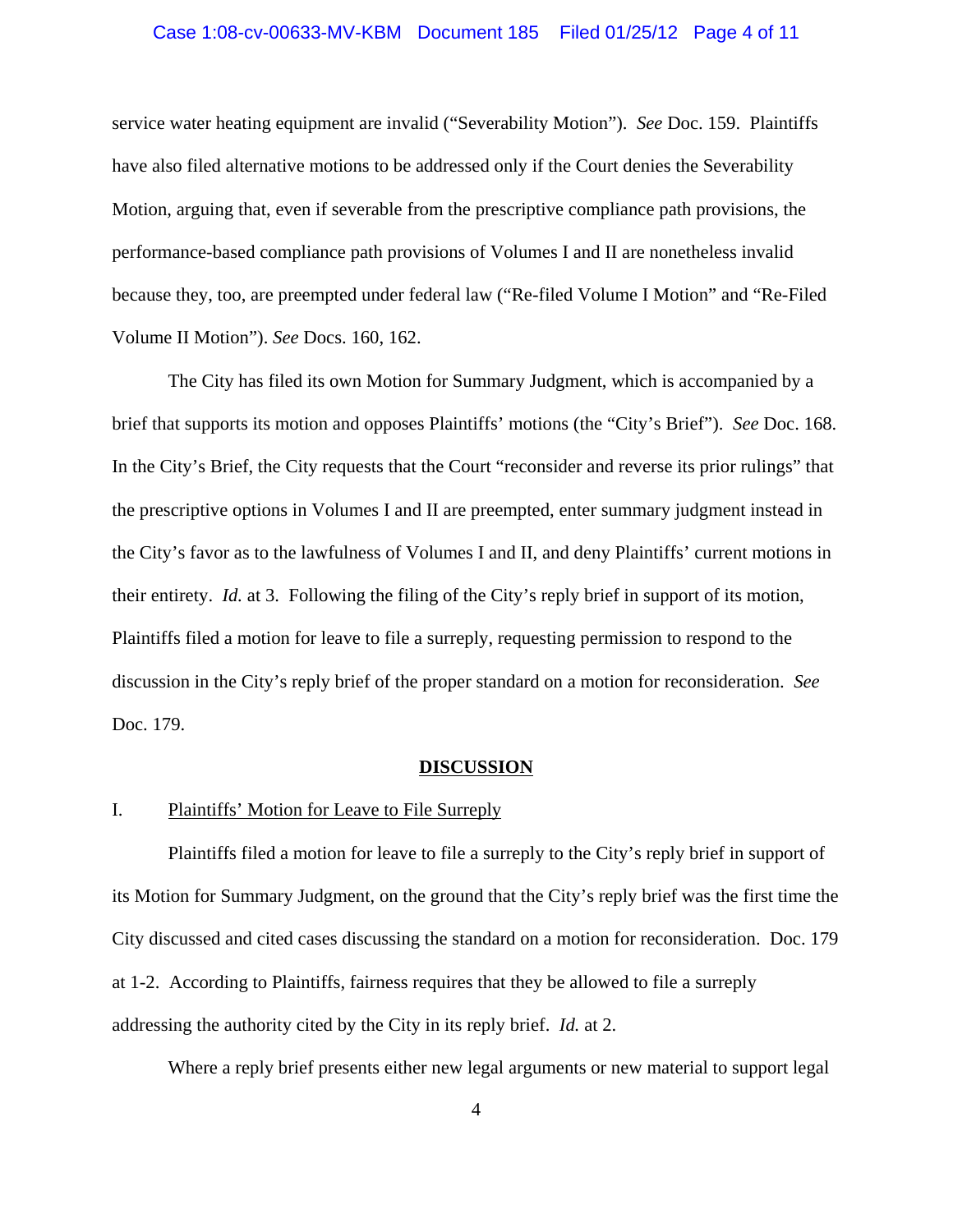service water heating equipment are invalid ("Severability Motion"). *See* Doc. 159. Plaintiffs have also filed alternative motions to be addressed only if the Court denies the Severability Motion, arguing that, even if severable from the prescriptive compliance path provisions, the performance-based compliance path provisions of Volumes I and II are nonetheless invalid because they, too, are preempted under federal law ("Re-filed Volume I Motion" and "Re-Filed Volume II Motion"). *See* Docs. 160, 162.

The City has filed its own Motion for Summary Judgment, which is accompanied by a brief that supports its motion and opposes Plaintiffs' motions (the "City's Brief"). *See* Doc. 168. In the City's Brief, the City requests that the Court "reconsider and reverse its prior rulings" that the prescriptive options in Volumes I and II are preempted, enter summary judgment instead in the City's favor as to the lawfulness of Volumes I and II, and deny Plaintiffs' current motions in their entirety. *Id.* at 3. Following the filing of the City's reply brief in support of its motion, Plaintiffs filed a motion for leave to file a surreply, requesting permission to respond to the discussion in the City's reply brief of the proper standard on a motion for reconsideration. *See* Doc. 179.

## DISCUSSION

### I. Plaintiffs' Motion for Leave to File Surreply

Plaintiffs filed a motion for leave to file a surreply to the City's reply brief in support of its Motion for Summary Judgment, on the ground that the City's reply brief was the first time the City discussed and cited cases discussing the standard on a motion for reconsideration. Doc. 179 at 1-2. According to Plaintiffs, fairness requires that they be allowed to file a surreply addressing the authority cited by the City in its reply brief. *Id.* at 2.

Where a reply brief presents either new legal arguments or new material to support legal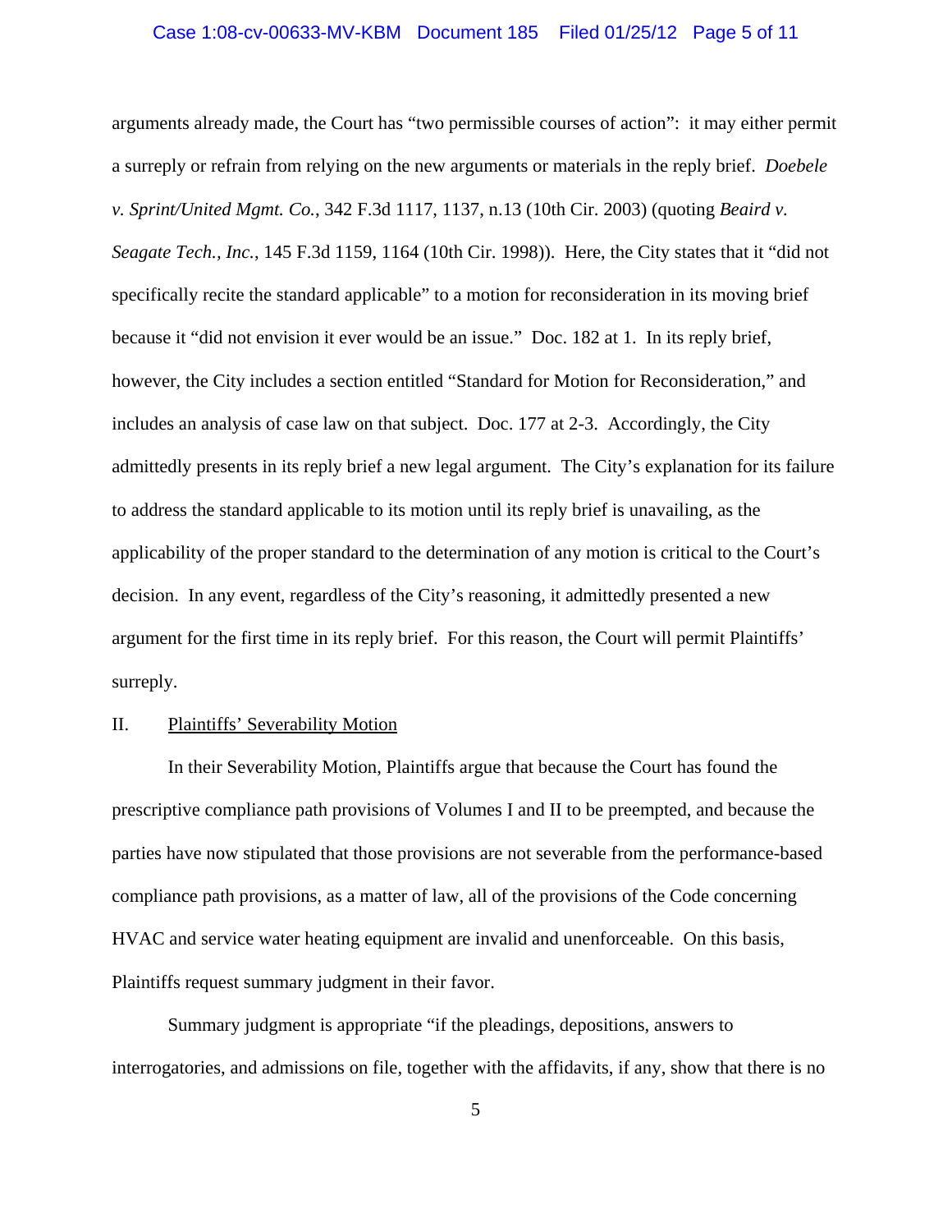arguments already made, the Court has "two permissible courses of action": it may either permit a surreply or refrain from relying on the new arguments or materials in the reply brief. *Doebele v. Sprint/United Mgmt. Co.*, 342 F.3d 1117, 1137, n.13 (10th Cir. 2003) (quoting *Beaird v. Seagate Tech., Inc.*, 145 F.3d 1159, 1164 (10th Cir. 1998)). Here, the City states that it "did not specifically recite the standard applicable" to a motion for reconsideration in its moving brief because it "did not envision it ever would be an issue." Doc. 182 at 1. In its reply brief, however, the City includes a section entitled "Standard for Motion for Reconsideration," and includes an analysis of case law on that subject. Doc. 177 at 2-3. Accordingly, the City admittedly presents in its reply brief a new legal argument. The City's explanation for its failure to address the standard applicable to its motion until its reply brief is unavailing, as the applicability of the proper standard to the determination of any motion is critical to the Court's decision. In any event, regardless of the City's reasoning, it admittedly presented a new argument for the first time in its reply brief. For this reason, the Court will permit Plaintiffs' surreply.

## II. Plaintiffs' Severability Motion

In their Severability Motion, Plaintiffs argue that because the Court has found the prescriptive compliance path provisions of Volumes I and II to be preempted, and because the parties have now stipulated that those provisions are not severable from the performance-based compliance path provisions, as a matter of law, all of the provisions of the Code concerning HVAC and service water heating equipment are invalid and unenforceable. On this basis, Plaintiffs request summary judgment in their favor.

Summary judgment is appropriate "if the pleadings, depositions, answers to interrogatories, and admissions on file, together with the affidavits, if any, show that there is no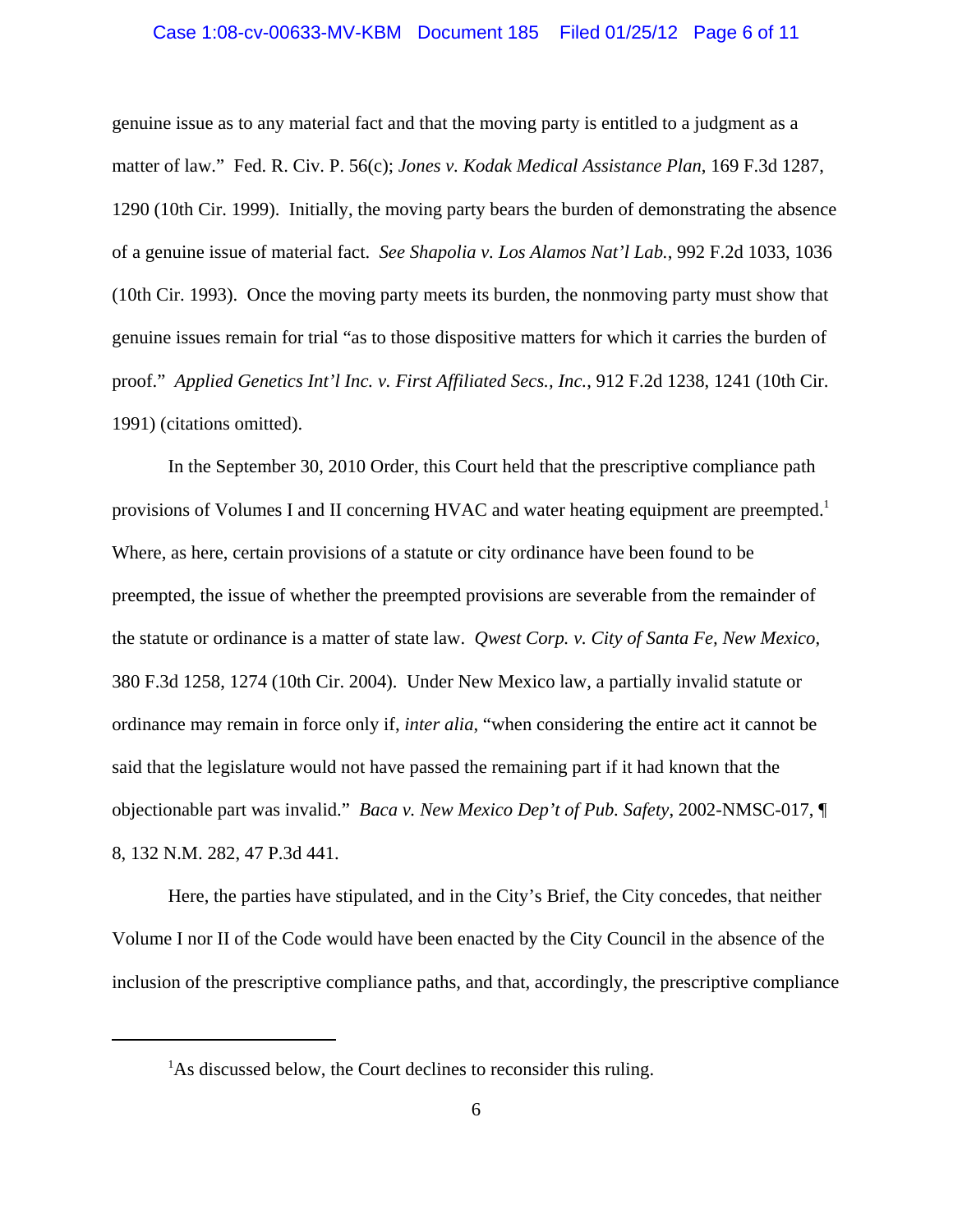genuine issue as to any material fact and that the moving party is entitled to a judgment as a matter of law." Fed. R. Civ. P. 56(c); *Jones v. Kodak Medical Assistance Plan*, 169 F.3d 1287, 1290 (10th Cir. 1999). Initially, the moving party bears the burden of demonstrating the absence of a genuine issue of material fact. *See Shapolia v. Los Alamos Nat'l Lab.*, 992 F.2d 1033, 1036 (10th Cir. 1993). Once the moving party meets its burden, the nonmoving party must show that genuine issues remain for trial "as to those dispositive matters for which it carries the burden of proof." *Applied Genetics Int'l Inc. v. First Affiliated Secs., Inc.*, 912 F.2d 1238, 1241 (10th Cir. 1991) (citations omitted).

In the September 30, 2010 Order, this Court held that the prescriptive compliance path provisions of Volumes I and II concerning HVAC and water heating equipment are preempted.[1] Where, as here, certain provisions of a statute or city ordinance have been found to be preempted, the issue of whether the preempted provisions are severable from the remainder of the statute or ordinance is a matter of state law. *Qwest Corp. v. City of Santa Fe, New Mexico*, 380 F.3d 1258, 1274 (10th Cir. 2004). Under New Mexico law, a partially invalid statute or ordinance may remain in force only if, *inter alia*, "when considering the entire act it cannot be said that the legislature would not have passed the remaining part if it had known that the objectionable part was invalid." *Baca v. New Mexico Dep't of Pub. Safety*, 2002-NMSC-017, ¶ 8, 132 N.M. 282, 47 P.3d 441.

Here, the parties have stipulated, and in the City's Brief, the City concedes, that neither Volume I nor II of the Code would have been enacted by the City Council in the absence of the inclusion of the prescriptive compliance paths, and that, accordingly, the prescriptive compliance

[1] As discussed below, the Court declines to reconsider this ruling.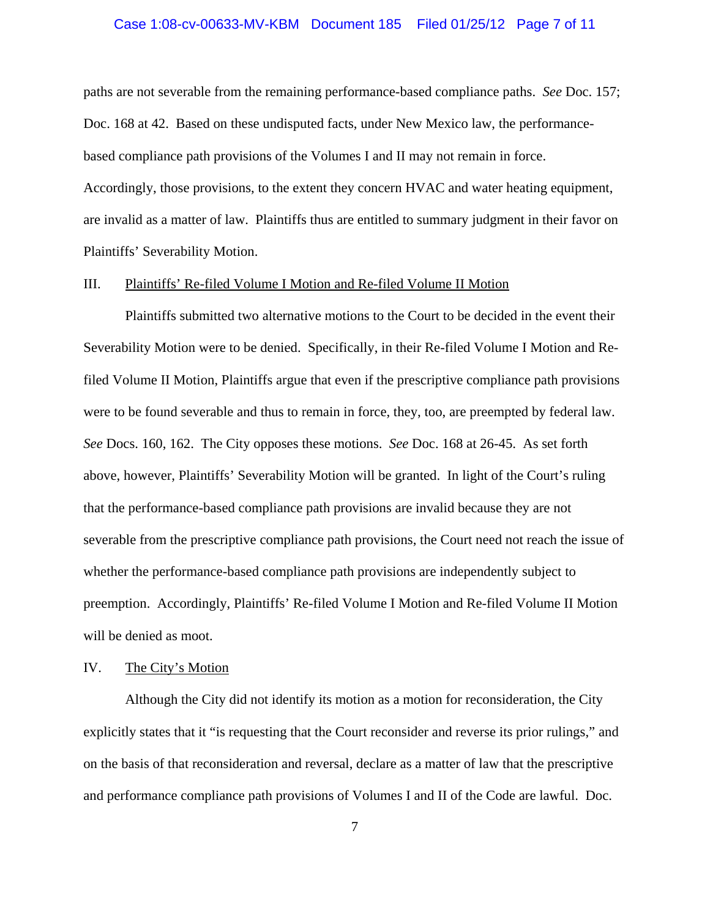paths are not severable from the remaining performance-based compliance paths. *See* Doc. 157; Doc. 168 at 42. Based on these undisputed facts, under New Mexico law, the performance-based compliance path provisions of the Volumes I and II may not remain in force. Accordingly, those provisions, to the extent they concern HVAC and water heating equipment, are invalid as a matter of law. Plaintiffs thus are entitled to summary judgment in their favor on Plaintiffs' Severability Motion.

III. Plaintiffs' Re-filed Volume I Motion and Re-filed Volume II Motion

Plaintiffs submitted two alternative motions to the Court to be decided in the event their Severability Motion were to be denied. Specifically, in their Re-filed Volume I Motion and Re-filed Volume II Motion, Plaintiffs argue that even if the prescriptive compliance path provisions were to be found severable and thus to remain in force, they, too, are preempted by federal law. *See* Docs. 160, 162. The City opposes these motions. *See* Doc. 168 at 26-45. As set forth above, however, Plaintiffs' Severability Motion will be granted. In light of the Court's ruling that the performance-based compliance path provisions are invalid because they are not severable from the prescriptive compliance path provisions, the Court need not reach the issue of whether the performance-based compliance path provisions are independently subject to preemption. Accordingly, Plaintiffs' Re-filed Volume I Motion and Re-filed Volume II Motion will be denied as moot.

IV. The City's Motion

Although the City did not identify its motion as a motion for reconsideration, the City explicitly states that it "is requesting that the Court reconsider and reverse its prior rulings," and on the basis of that reconsideration and reversal, declare as a matter of law that the prescriptive and performance compliance path provisions of Volumes I and II of the Code are lawful. Doc.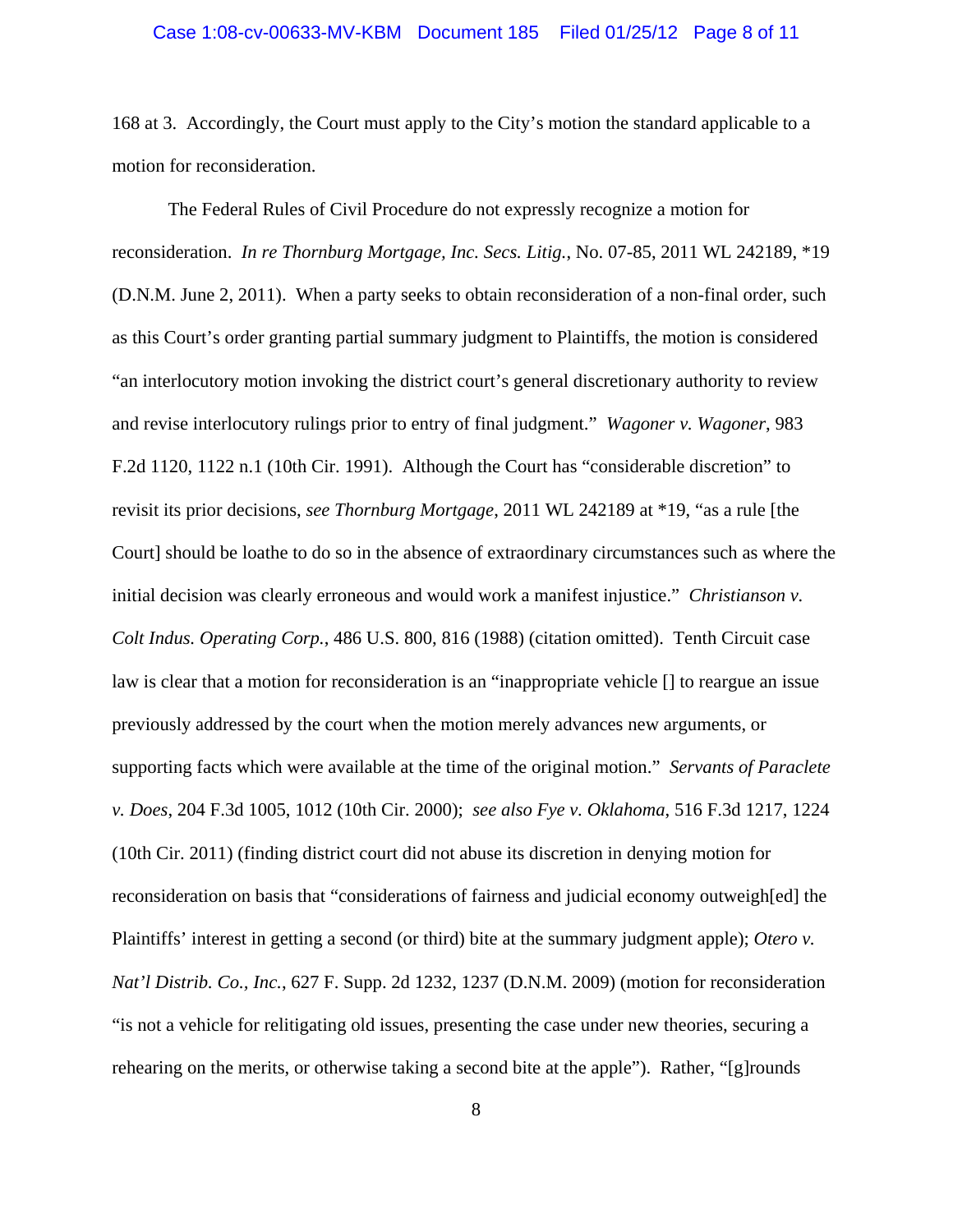168 at 3. Accordingly, the Court must apply to the City's motion the standard applicable to a motion for reconsideration.

The Federal Rules of Civil Procedure do not expressly recognize a motion for reconsideration. *In re Thornburg Mortgage, Inc. Secs. Litig.*, No. 07-85, 2011 WL 242189, *19 (D.N.M. June 2, 2011). When a party seeks to obtain reconsideration of a non-final order, such as this Court's order granting partial summary judgment to Plaintiffs, the motion is considered "an interlocutory motion invoking the district court's general discretionary authority to review and revise interlocutory rulings prior to entry of final judgment." *Wagoner v. Wagoner*, 983 F.2d 1120, 1122 n.1 (10th Cir. 1991). Although the Court has "considerable discretion" to revisit its prior decisions, *see Thornburg Mortgage*, 2011 WL 242189 at *19, "as a rule [the Court] should be loathe to do so in the absence of extraordinary circumstances such as where the initial decision was clearly erroneous and would work a manifest injustice." *Christianson v. Colt Indus. Operating Corp.*, 486 U.S. 800, 816 (1988) (citation omitted). Tenth Circuit case law is clear that a motion for reconsideration is an "inappropriate vehicle [] to reargue an issue previously addressed by the court when the motion merely advances new arguments, or supporting facts which were available at the time of the original motion." *Servants of Paraclete v. Does*, 204 F.3d 1005, 1012 (10th Cir. 2000); *see also Fye v. Oklahoma*, 516 F.3d 1217, 1224 (10th Cir. 2011) (finding district court did not abuse its discretion in denying motion for reconsideration on basis that "considerations of fairness and judicial economy outweigh[ed] the Plaintiffs' interest in getting a second (or third) bite at the summary judgment apple); *Otero v. Nat'l Distrib. Co., Inc.*, 627 F. Supp. 2d 1232, 1237 (D.N.M. 2009) (motion for reconsideration "is not a vehicle for relitigating old issues, presenting the case under new theories, securing a rehearing on the merits, or otherwise taking a second bite at the apple"). Rather, "[g]rounds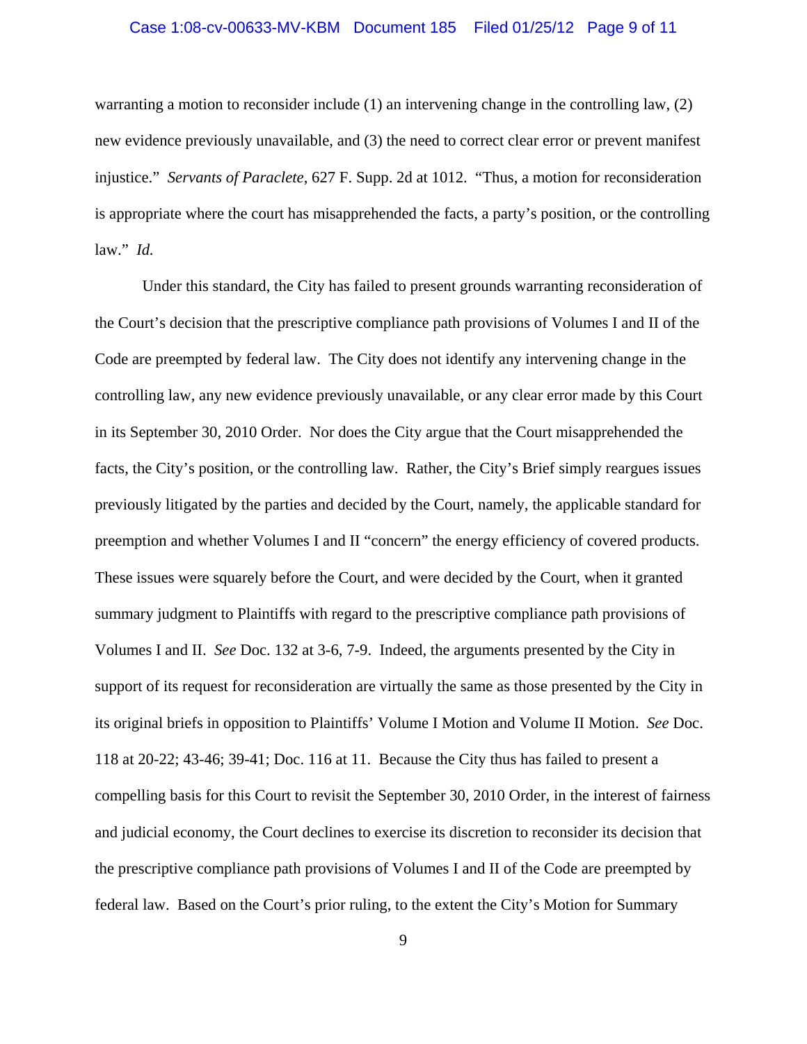warranting a motion to reconsider include (1) an intervening change in the controlling law, (2) new evidence previously unavailable, and (3) the need to correct clear error or prevent manifest injustice." *Servants of Paraclete*, 627 F. Supp. 2d at 1012. "Thus, a motion for reconsideration is appropriate where the court has misapprehended the facts, a party's position, or the controlling law." *Id.*

Under this standard, the City has failed to present grounds warranting reconsideration of the Court's decision that the prescriptive compliance path provisions of Volumes I and II of the Code are preempted by federal law. The City does not identify any intervening change in the controlling law, any new evidence previously unavailable, or any clear error made by this Court in its September 30, 2010 Order. Nor does the City argue that the Court misapprehended the facts, the City's position, or the controlling law. Rather, the City's Brief simply reargues issues previously litigated by the parties and decided by the Court, namely, the applicable standard for preemption and whether Volumes I and II "concern" the energy efficiency of covered products. These issues were squarely before the Court, and were decided by the Court, when it granted summary judgment to Plaintiffs with regard to the prescriptive compliance path provisions of Volumes I and II. *See* Doc. 132 at 3-6, 7-9. Indeed, the arguments presented by the City in support of its request for reconsideration are virtually the same as those presented by the City in its original briefs in opposition to Plaintiffs' Volume I Motion and Volume II Motion. *See* Doc. 118 at 20-22; 43-46; 39-41; Doc. 116 at 11. Because the City thus has failed to present a compelling basis for this Court to revisit the September 30, 2010 Order, in the interest of fairness and judicial economy, the Court declines to exercise its discretion to reconsider its decision that the prescriptive compliance path provisions of Volumes I and II of the Code are preempted by federal law. Based on the Court's prior ruling, to the extent the City's Motion for Summary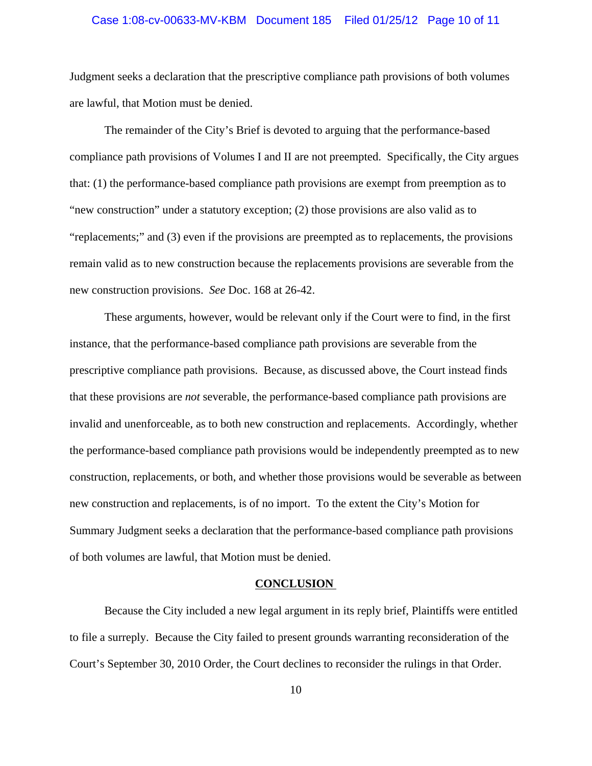Judgment seeks a declaration that the prescriptive compliance path provisions of both volumes are lawful, that Motion must be denied.

The remainder of the City's Brief is devoted to arguing that the performance-based compliance path provisions of Volumes I and II are not preempted. Specifically, the City argues that: (1) the performance-based compliance path provisions are exempt from preemption as to "new construction" under a statutory exception; (2) those provisions are also valid as to "replacements;" and (3) even if the provisions are preempted as to replacements, the provisions remain valid as to new construction because the replacements provisions are severable from the new construction provisions. *See* Doc. 168 at 26-42.

These arguments, however, would be relevant only if the Court were to find, in the first instance, that the performance-based compliance path provisions are severable from the prescriptive compliance path provisions. Because, as discussed above, the Court instead finds that these provisions are *not* severable, the performance-based compliance path provisions are invalid and unenforceable, as to both new construction and replacements. Accordingly, whether the performance-based compliance path provisions would be independently preempted as to new construction, replacements, or both, and whether those provisions would be severable as between new construction and replacements, is of no import. To the extent the City's Motion for Summary Judgment seeks a declaration that the performance-based compliance path provisions of both volumes are lawful, that Motion must be denied.

## CONCLUSION

Because the City included a new legal argument in its reply brief, Plaintiffs were entitled to file a surreply. Because the City failed to present grounds warranting reconsideration of the Court's September 30, 2010 Order, the Court declines to reconsider the rulings in that Order.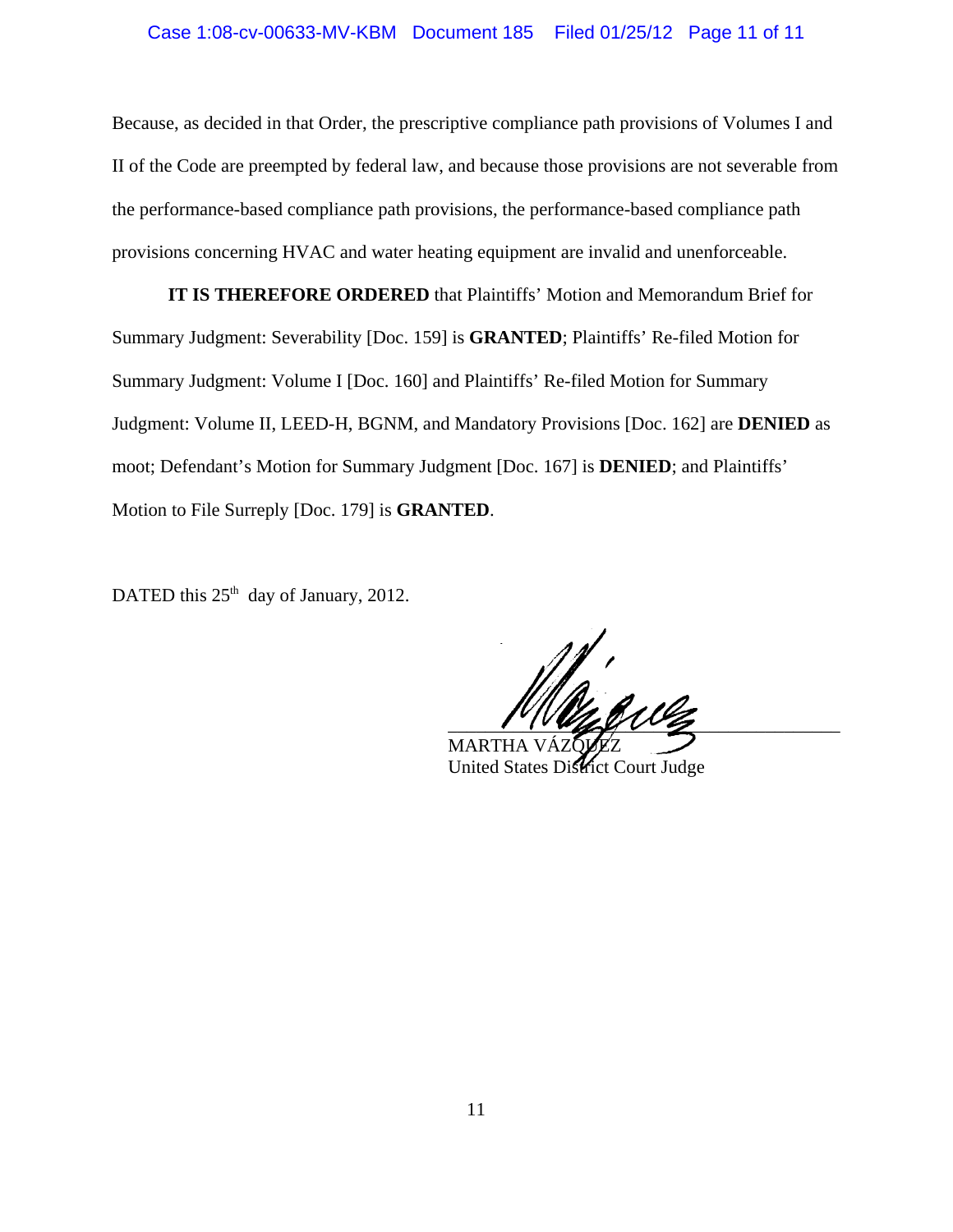Because, as decided in that Order, the prescriptive compliance path provisions of Volumes I and II of the Code are preempted by federal law, and because those provisions are not severable from the performance-based compliance path provisions, the performance-based compliance path provisions concerning HVAC and water heating equipment are invalid and unenforceable.

**IT IS THEREFORE ORDERED** that Plaintiffs' Motion and Memorandum Brief for Summary Judgment: Severability [Doc. 159] is **GRANTED**; Plaintiffs' Re-filed Motion for Summary Judgment: Volume I [Doc. 160] and Plaintiffs' Re-filed Motion for Summary Judgment: Volume II, LEED-H, BGNM, and Mandatory Provisions [Doc. 162] are **DENIED** as moot; Defendant's Motion for Summary Judgment [Doc. 167] is **DENIED**; and Plaintiffs' Motion to File Surreply [Doc. 179] is **GRANTED**.

DATED this 25th day of January, 2012.

MARTHA VÁZQUEZ
United States District Court Judge